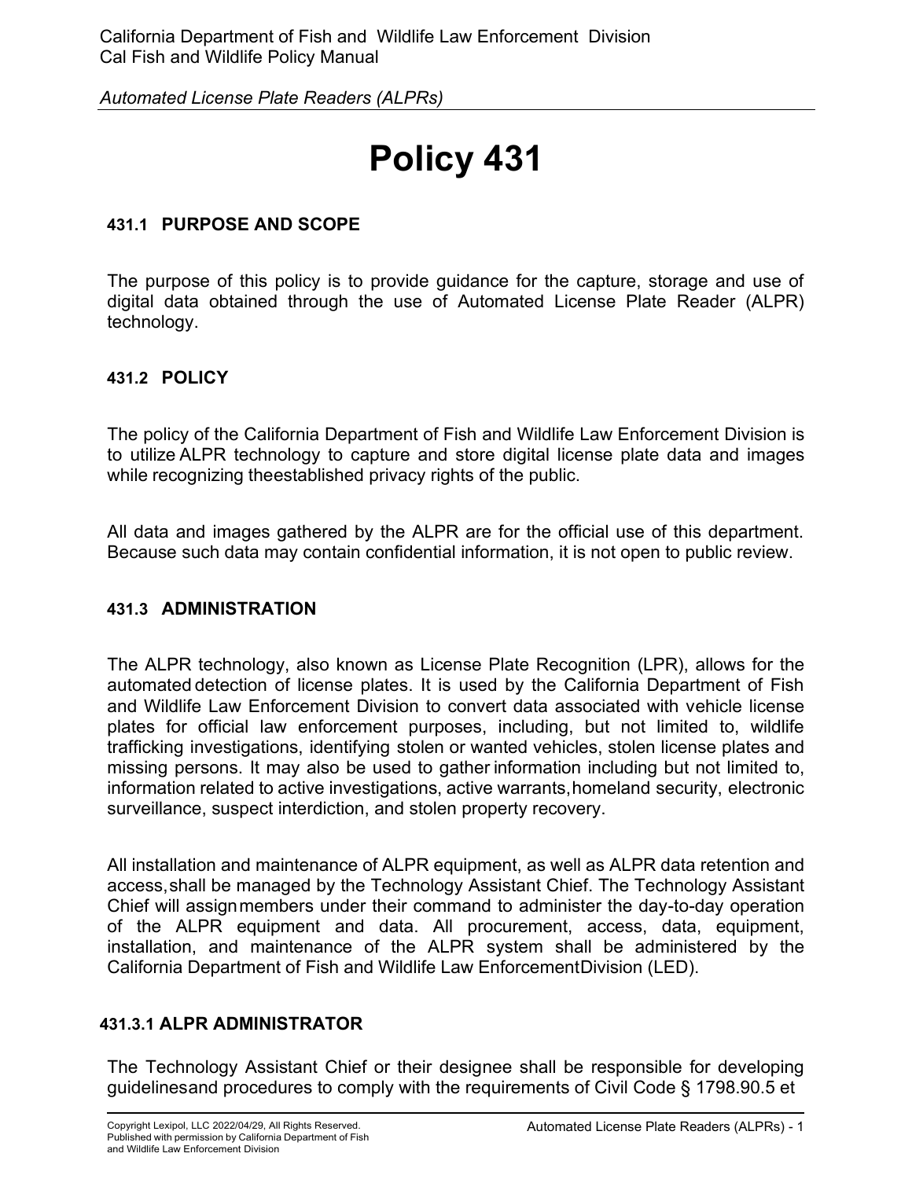# Policy 431

## 431.1 PURPOSE AND SCOPE

The purpose of this policy is to provide guidance for the capture, storage and use of digital data obtained through the use of Automated License Plate Reader (ALPR) technology.

## 431.2 POLICY

The policy of the California Department of Fish and Wildlife Law Enforcement Division is to utilize ALPR technology to capture and store digital license plate data and images while recognizing the established privacy rights of the public.

All data and images gathered by the ALPR are for the official use of this department. Because such data may contain confidential information, it is not open to public review.

## 431.3 ADMINISTRATION

The ALPR technology, also known as License Plate Recognition (LPR), allows for the automated detection of license plates. It is used by the California Department of Fish and Wildlife Law Enforcement Division to convert data associated with vehicle license plates for official law enforcement purposes, including, but not limited to, wildlife trafficking investigations, identifying stolen or wanted vehicles, stolen license plates and missing persons. It may also be used to gather information including but not limited to, information related to active investigations, active warrants, homeland security, electronic surveillance, suspect interdiction, and stolen property recovery.

All installation and maintenance of ALPR equipment, as well as ALPR data retention and access, shall be managed by the Technology Assistant Chief. The Technology Assistant Chief will assign members under their command to administer the day-to-day operation of the ALPR equipment and data. All procurement, access, data, equipment, installation, and maintenance of the ALPR system shall be administered by the California Department of Fish and Wildlife Law Enforcement Division (LED).

### 431.3.1 ALPR ADMINISTRATOR

The Technology Assistant Chief or their designee shall be responsible for developing guidelines and procedures to comply with the requirements of Civil Code § 1798.90.5 et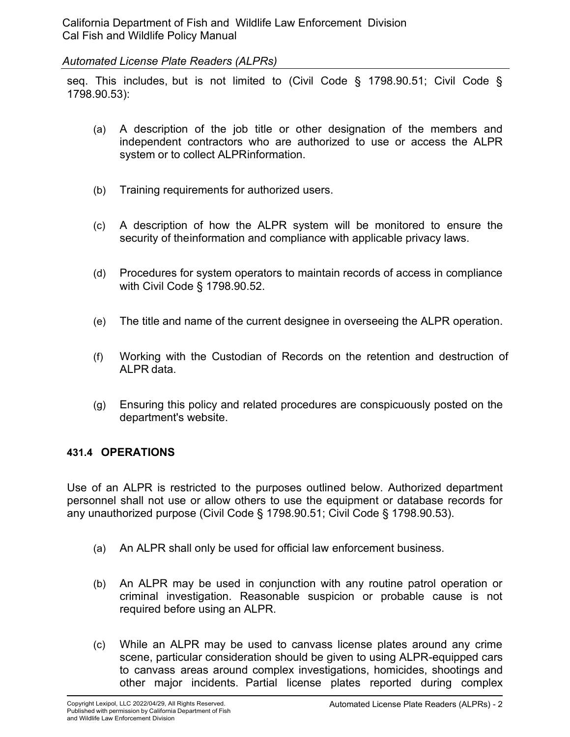seq. This includes, but is not limited to (Civil Code § 1798.90.51; Civil Code § 1798.90.53):

(a) A description of the job title or other designation of the members and independent contractors who are authorized to use or access the ALPR system or to collect ALPRinformation.

(b) Training requirements for authorized users.

(c) A description of how the ALPR system will be monitored to ensure the security of theinformation and compliance with applicable privacy laws.

(d) Procedures for system operators to maintain records of access in compliance with Civil Code § 1798.90.52.

(e) The title and name of the current designee in overseeing the ALPR operation.

(f) Working with the Custodian of Records on the retention and destruction of ALPR data.

(g) Ensuring this policy and related procedures are conspicuously posted on the department's website.

### 431.4 OPERATIONS

Use of an ALPR is restricted to the purposes outlined below. Authorized department personnel shall not use or allow others to use the equipment or database records for any unauthorized purpose (Civil Code § 1798.90.51; Civil Code § 1798.90.53).

(a) An ALPR shall only be used for official law enforcement business.

(b) An ALPR may be used in conjunction with any routine patrol operation or criminal investigation. Reasonable suspicion or probable cause is not required before using an ALPR.

(c) While an ALPR may be used to canvass license plates around any crime scene, particular consideration should be given to using ALPR-equipped cars to canvass areas around complex investigations, homicides, shootings and other major incidents. Partial license plates reported during complex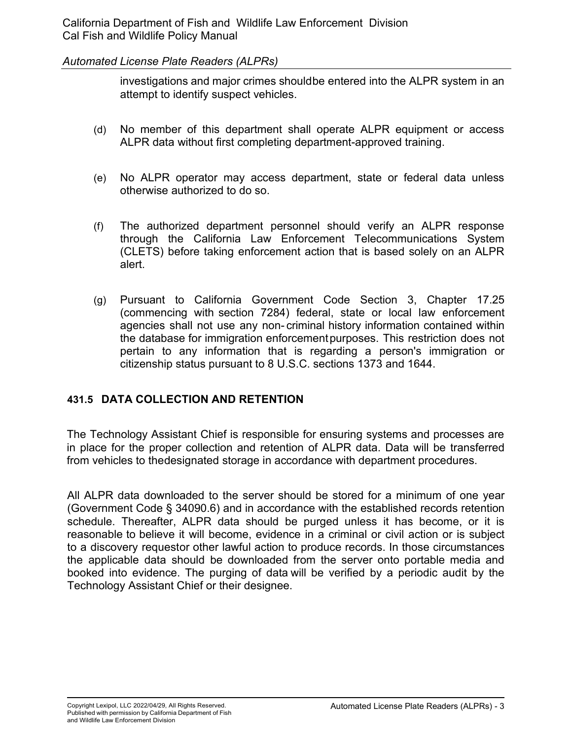investigations and major crimes shouldbe entered into the ALPR system in an attempt to identify suspect vehicles.

(d) No member of this department shall operate ALPR equipment or access ALPR data without first completing department-approved training.

(e) No ALPR operator may access department, state or federal data unless otherwise authorized to do so.

(f) The authorized department personnel should verify an ALPR response through the California Law Enforcement Telecommunications System (CLETS) before taking enforcement action that is based solely on an ALPR alert.

(g) Pursuant to California Government Code Section 3, Chapter 17.25 (commencing with section 7284) federal, state or local law enforcement agencies shall not use any non- criminal history information contained within the database for immigration enforcementpurposes. This restriction does not pertain to any information that is regarding a person's immigration or citizenship status pursuant to 8 U.S.C. sections 1373 and 1644.

## 431.5 DATA COLLECTION AND RETENTION

The Technology Assistant Chief is responsible for ensuring systems and processes are in place for the proper collection and retention of ALPR data. Data will be transferred from vehicles to thedesignated storage in accordance with department procedures.

All ALPR data downloaded to the server should be stored for a minimum of one year (Government Code § 34090.6) and in accordance with the established records retention schedule. Thereafter, ALPR data should be purged unless it has become, or it is reasonable to believe it will become, evidence in a criminal or civil action or is subject to a discovery requestor other lawful action to produce records. In those circumstances the applicable data should be downloaded from the server onto portable media and booked into evidence. The purging of data will be verified by a periodic audit by the Technology Assistant Chief or their designee.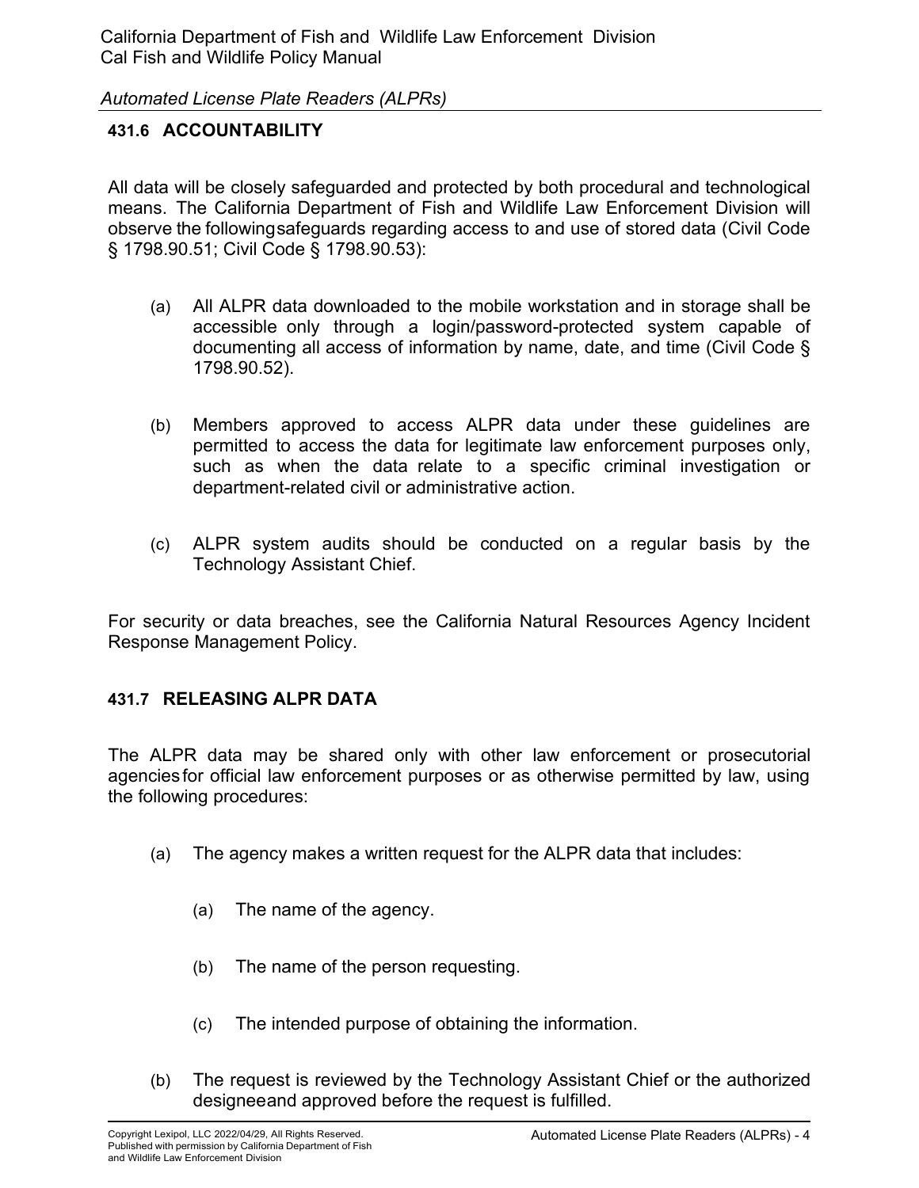## 431.6 ACCOUNTABILITY

All data will be closely safeguarded and protected by both procedural and technological means. The California Department of Fish and Wildlife Law Enforcement Division will observe the following safeguards regarding access to and use of stored data (Civil Code § 1798.90.51; Civil Code § 1798.90.53):

(a) All ALPR data downloaded to the mobile workstation and in storage shall be accessible only through a login/password-protected system capable of documenting all access of information by name, date, and time (Civil Code § 1798.90.52).

(b) Members approved to access ALPR data under these guidelines are permitted to access the data for legitimate law enforcement purposes only, such as when the data relate to a specific criminal investigation or department-related civil or administrative action.

(c) ALPR system audits should be conducted on a regular basis by the Technology Assistant Chief.

For security or data breaches, see the California Natural Resources Agency Incident Response Management Policy.

## 431.7 RELEASING ALPR DATA

The ALPR data may be shared only with other law enforcement or prosecutorial agencies for official law enforcement purposes or as otherwise permitted by law, using the following procedures:

(a) The agency makes a written request for the ALPR data that includes:

    (a) The name of the agency.

    (b) The name of the person requesting.

    (c) The intended purpose of obtaining the information.

(b) The request is reviewed by the Technology Assistant Chief or the authorized designee and approved before the request is fulfilled.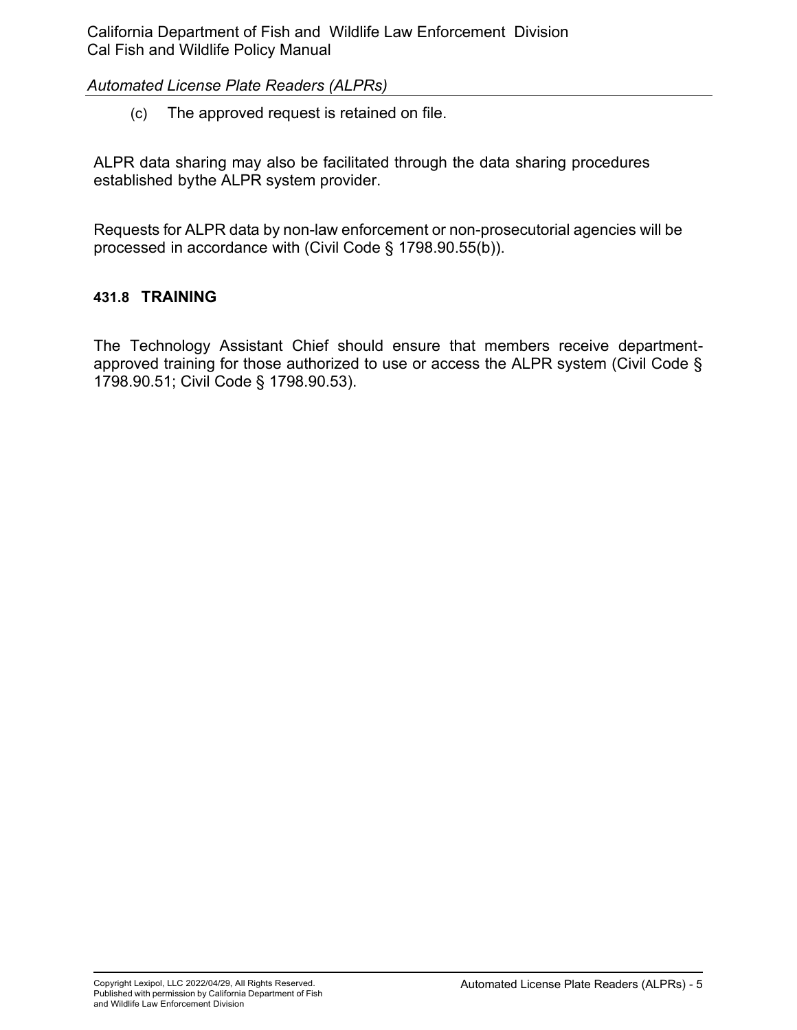(c) The approved request is retained on file.

ALPR data sharing may also be facilitated through the data sharing procedures established bythe ALPR system provider.

Requests for ALPR data by non-law enforcement or non-prosecutorial agencies will be processed in accordance with (Civil Code § 1798.90.55(b)).

### 431.8 TRAINING

The Technology Assistant Chief should ensure that members receive department-approved training for those authorized to use or access the ALPR system (Civil Code § 1798.90.51; Civil Code § 1798.90.53).